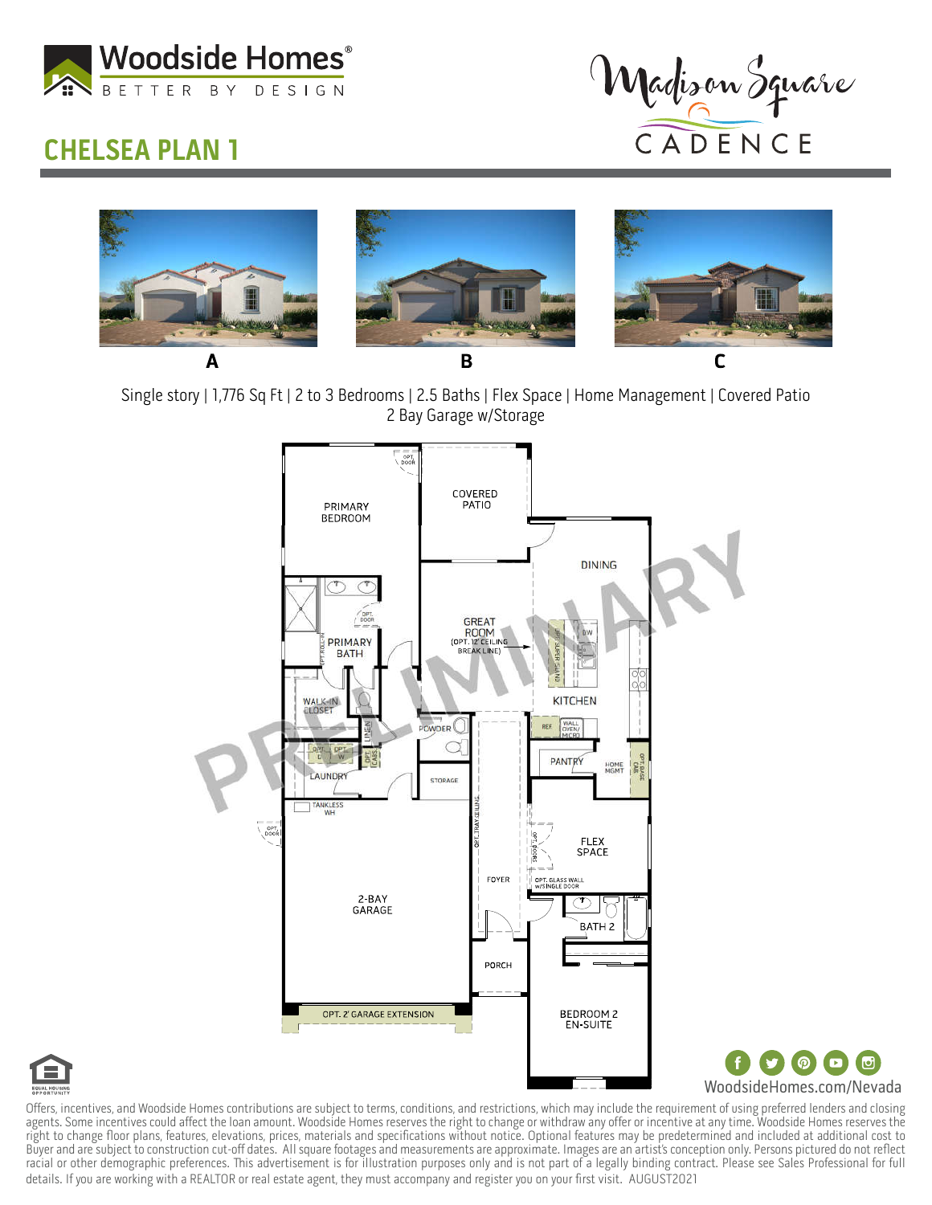# Woodside Homes®

BETTER BY DESIGN

Madison Square

CADENCE

## CHELSEA PLAN 1

A B C

Single story | 1,776 Sq Ft | 2 to 3 Bedrooms | 2.5 Baths | Flex Space | Home Management | Covered Patio
2 Bay Garage w/Storage

PRIMARY BEDROOM
OPT. DOOR
COVERED PATIO
DINING
PRIMARY BATH
OPT. DOOR
OPT. ROLL-IN
GREAT ROOM (OPT. 12' CEILING BREAK LINE)
OPT. SUPER ISLAND
DW
KITCHEN
WALK-IN CLOSET
LINEN
POWDER
REF
WALL OVEN/MICRO
OPT. D
OPT. W
OPT. CABS
LAUNDRY
STORAGE
PANTRY
HOME MGMT
OPT. BASE CAB
TANKLESS WH
OPT. DOOR
OPT. TRAY CEILING
OPT. DOORS
FLEX SPACE
2-BAY GARAGE
FOYER
OPT. GLASS WALL W/SINGLE DOOR
BATH 2
PORCH
OPT. 2' GARAGE EXTENSION
BEDROOM 2 EN-SUITE

PRELIMINARY

EQUAL HOUSING OPPORTUNITY

WoodsideHomes.com/Nevada

Offers, incentives, and Woodside Homes contributions are subject to terms, conditions, and restrictions, which may include the requirement of using preferred lenders and closing agents. Some incentives could affect the loan amount. Woodside Homes reserves the right to change or withdraw any offer or incentive at any time. Woodside Homes reserves the right to change floor plans, features, elevations, prices, materials and specifications without notice. Optional features may be predetermined and included at additional cost to Buyer and are subject to construction cut-off dates. All square footages and measurements are approximate. Images are an artist's conception only. Persons pictured do not reflect racial or other demographic preferences. This advertisement is for illustration purposes only and is not part of a legally binding contract. Please see Sales Professional for full details. If you are working with a REALTOR or real estate agent, they must accompany and register you on your first visit. AUGUST2021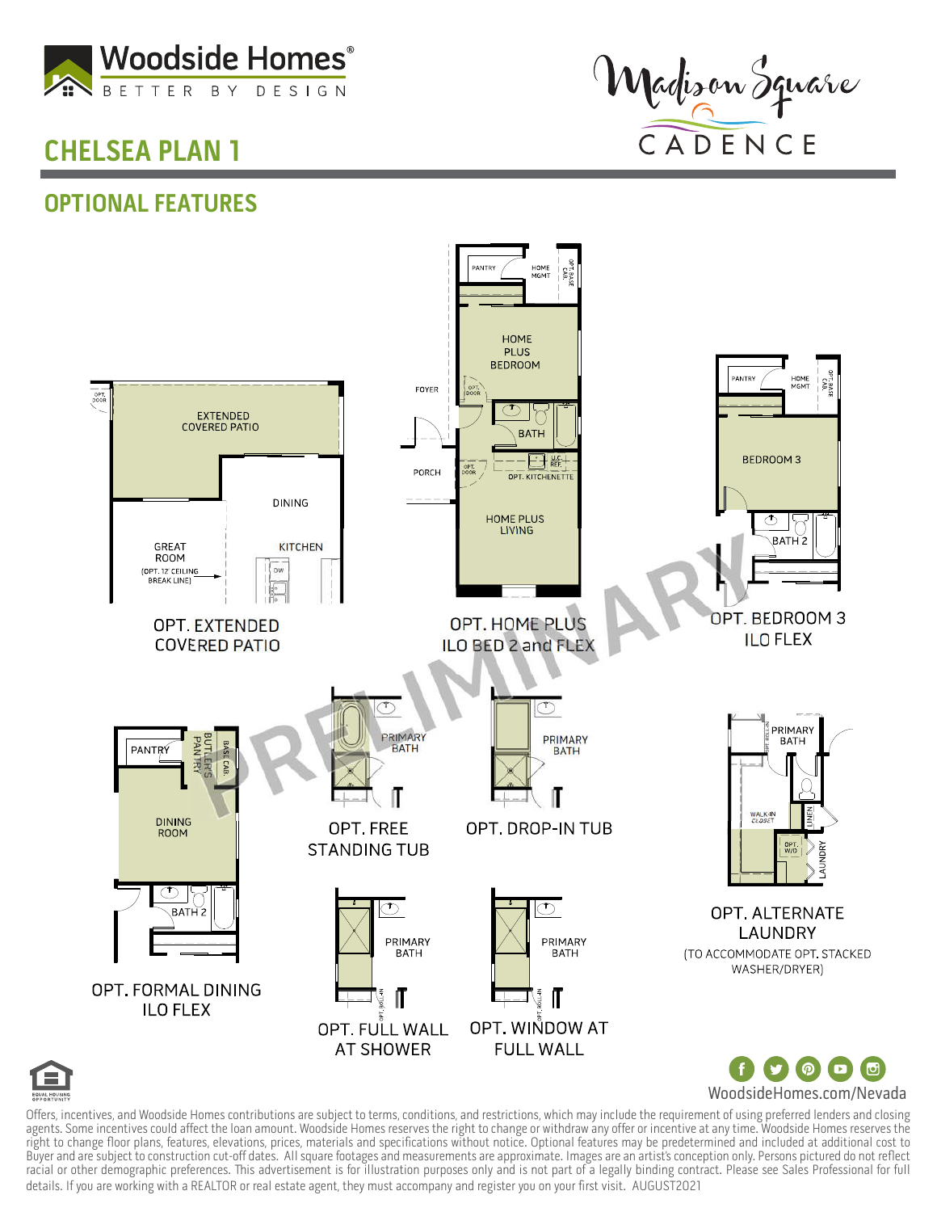Woodside Homes®
BETTER BY DESIGN

Madison Square
CADENCE

# CHELSEA PLAN 1

## OPTIONAL FEATURES

OPT. DOOR

EXTENDED COVERED PATIO

DINING

GREAT ROOM (OPT. 12' CEILING BREAK LINE)

KITCHEN

DW

OPT. EXTENDED COVERED PATIO

PANTRY

HOME MGMT

OPT. BASE CAB.

HOME PLUS BEDROOM

FOYER

OPT. DOOR

BATH

PORCH

OPT. DOOR

U.C. REF.

OPT. KITCHENETTE

HOME PLUS LIVING

OPT. HOME PLUS ILO BED 2 and FLEX

PANTRY

HOME MGMT

OPT. BASE CAB.

BEDROOM 3

BATH 2

OPT. BEDROOM 3 ILO FLEX

PRELIMINARY

PANTRY

BUTLER'S PANTRY

BASE CAB.

DINING ROOM

BATH 2

OPT. FORMAL DINING ILO FLEX

PRIMARY BATH

OPT. FREE STANDING TUB

PRIMARY BATH

OPT. DROP-IN TUB

PRIMARY BATH

WALK-IN CLOSET

LINEN

OPT. W/D

LAUNDRY

OPT. ALTERNATE LAUNDRY (TO ACCOMMODATE OPT. STACKED WASHER/DRYER)

PRIMARY BATH

OPT. FULL WALL AT SHOWER

PRIMARY BATH

OPT. WINDOW AT FULL WALL

EQUAL HOUSING OPPORTUNITY

WoodsideHomes.com/Nevada

Offers, incentives, and Woodside Homes contributions are subject to terms, conditions, and restrictions, which may include the requirement of using preferred lenders and closing agents. Some incentives could affect the loan amount. Woodside Homes reserves the right to change or withdraw any offer or incentive at any time. Woodside Homes reserves the right to change floor plans, features, elevations, prices, materials and specifications without notice. Optional features may be predetermined and included at additional cost to Buyer and are subject to construction cut-off dates. All square footages and measurements are approximate. Images are an artist's conception only. Persons pictured do not reflect racial or other demographic preferences. This advertisement is for illustration purposes only and is not part of a legally binding contract. Please see Sales Professional for full details. If you are working with a REALTOR or real estate agent, they must accompany and register you on your first visit. AUGUST2021